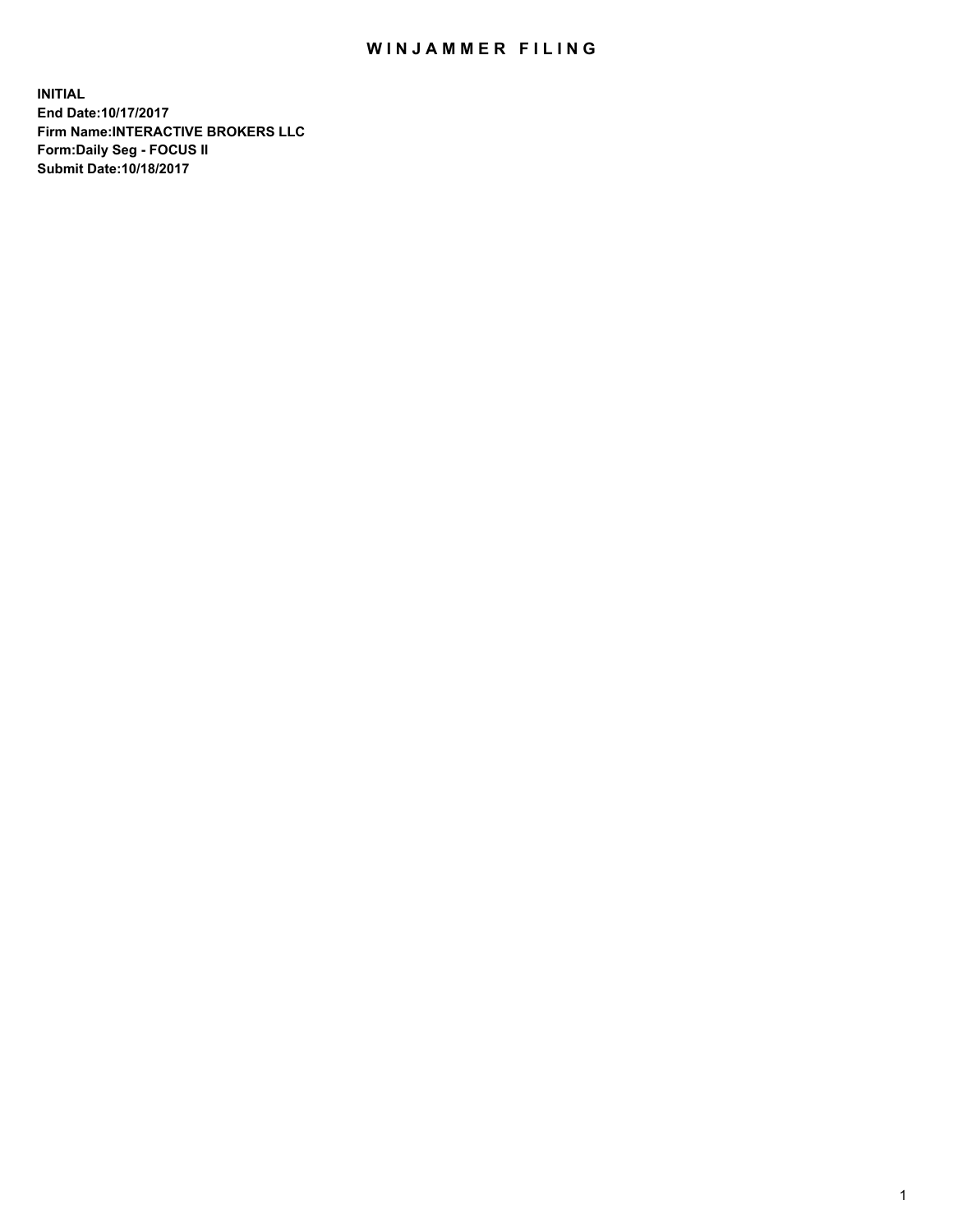# WINJAMMER FILING

**INITIAL**
**End Date:10/17/2017**
**Firm Name:INTERACTIVE BROKERS LLC**
**Form:Daily Seg - FOCUS II**
**Submit Date:10/18/2017**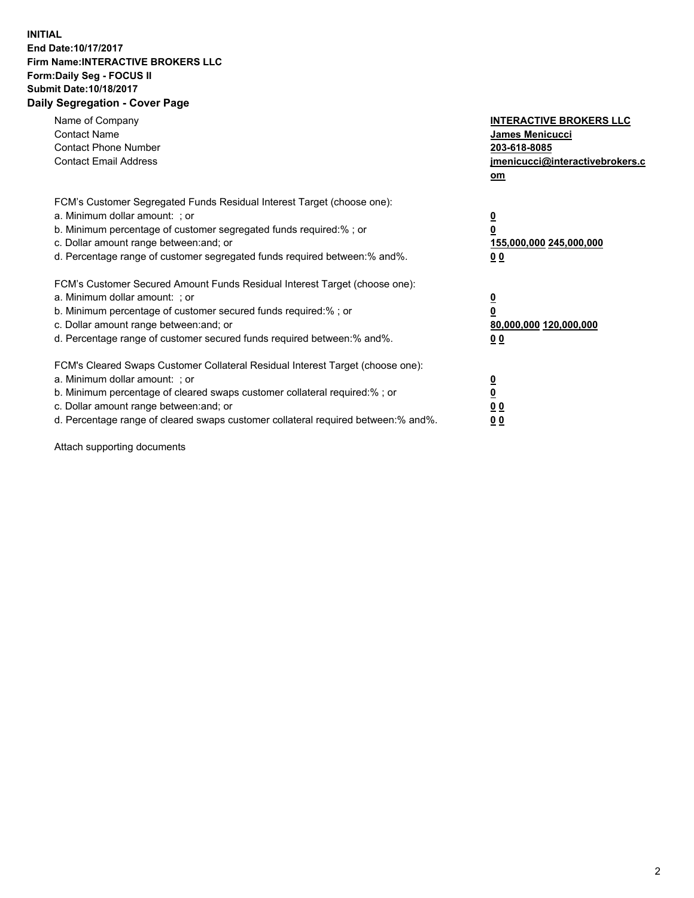**INITIAL**
**End Date:10/17/2017**
**Firm Name:INTERACTIVE BROKERS LLC**
**Form:Daily Seg - FOCUS II**
**Submit Date:10/18/2017**
**Daily Segregation - Cover Page**

| | |
|---|---|
| Name of Company | **INTERACTIVE BROKERS LLC** |
| Contact Name | **James Menicucci** |
| Contact Phone Number | **203-618-8085** |
| Contact Email Address | **jmenicucci@interactivebrokers.com** |

FCM's Customer Segregated Funds Residual Interest Target (choose one):

| | |
|---|---|
| a. Minimum dollar amount: ; or | **0** |
| b. Minimum percentage of customer segregated funds required:% ; or | **0** |
| c. Dollar amount range between:and; or | **155,000,000 245,000,000** |
| d. Percentage range of customer segregated funds required between:% and%. | **0 0** |

FCM's Customer Secured Amount Funds Residual Interest Target (choose one):

| | |
|---|---|
| a. Minimum dollar amount: ; or | **0** |
| b. Minimum percentage of customer secured funds required:% ; or | **0** |
| c. Dollar amount range between:and; or | **80,000,000 120,000,000** |
| d. Percentage range of customer secured funds required between:% and%. | **0 0** |

FCM's Cleared Swaps Customer Collateral Residual Interest Target (choose one):

| | |
|---|---|
| a. Minimum dollar amount: ; or | **0** |
| b. Minimum percentage of cleared swaps customer collateral required:% ; or | **0** |
| c. Dollar amount range between:and; or | **0 0** |
| d. Percentage range of cleared swaps customer collateral required between:% and%. | **0 0** |

Attach supporting documents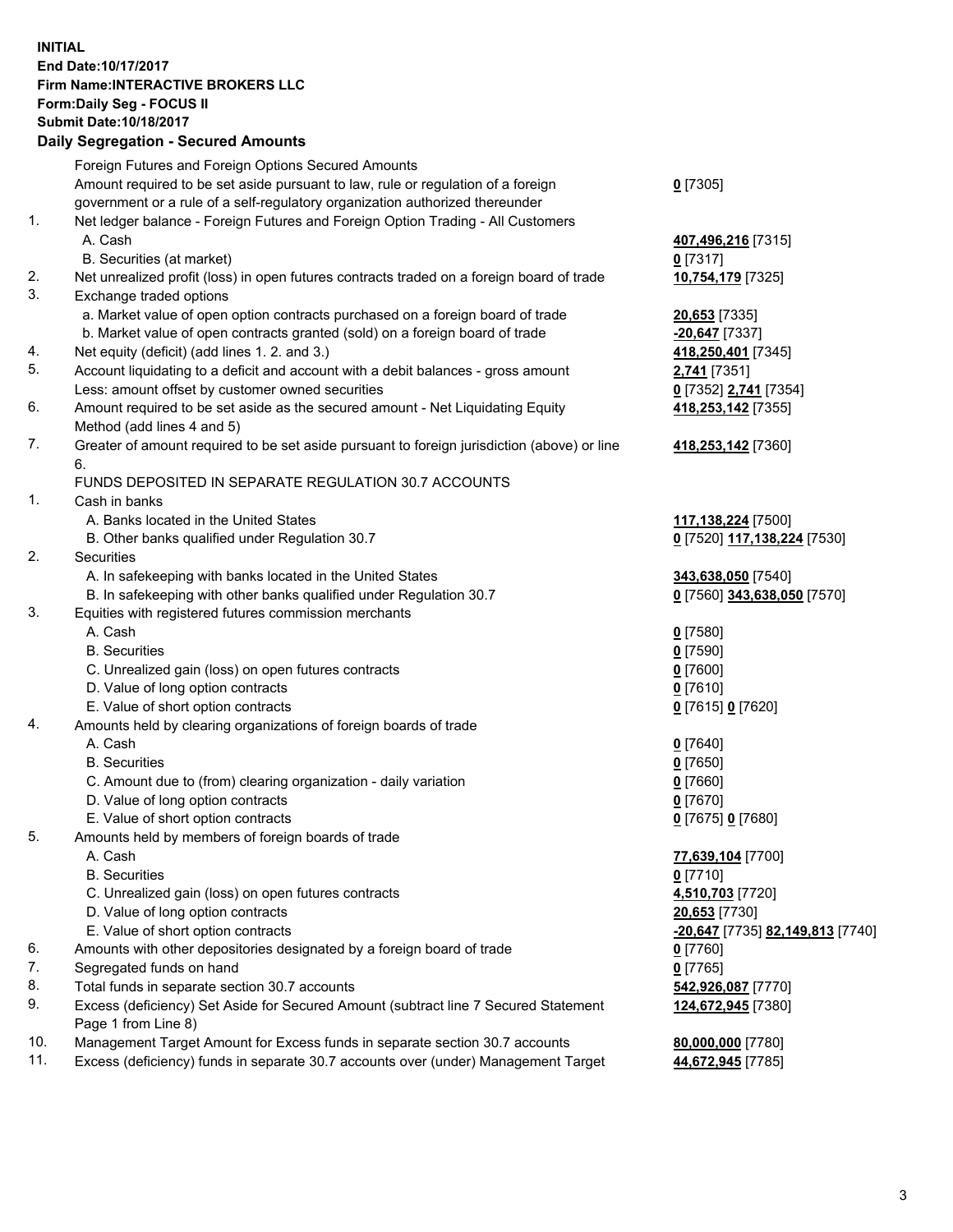**INITIAL**
**End Date:10/17/2017**
**Firm Name:INTERACTIVE BROKERS LLC**
**Form:Daily Seg - FOCUS II**
**Submit Date:10/18/2017**

**Daily Segregation - Secured Amounts**

| | | |
|---|---|---|
| | Foreign Futures and Foreign Options Secured Amounts | |
| | Amount required to be set aside pursuant to law, rule or regulation of a foreign government or a rule of a self-regulatory organization authorized thereunder | **0** [7305] |
| 1. | Net ledger balance - Foreign Futures and Foreign Option Trading - All Customers | |
| | A. Cash | **407,496,216** [7315] |
| | B. Securities (at market) | **0** [7317] |
| 2. | Net unrealized profit (loss) in open futures contracts traded on a foreign board of trade | **10,754,179** [7325] |
| 3. | Exchange traded options | |
| | a. Market value of open option contracts purchased on a foreign board of trade | **20,653** [7335] |
| | b. Market value of open contracts granted (sold) on a foreign board of trade | **-20,647** [7337] |
| 4. | Net equity (deficit) (add lines 1. 2. and 3.) | **418,250,401** [7345] |
| 5. | Account liquidating to a deficit and account with a debit balances - gross amount | **2,741** [7351] |
| | Less: amount offset by customer owned securities | **0** [7352] **2,741** [7354] |
| 6. | Amount required to be set aside as the secured amount - Net Liquidating Equity Method (add lines 4 and 5) | **418,253,142** [7355] |
| 7. | Greater of amount required to be set aside pursuant to foreign jurisdiction (above) or line 6. | **418,253,142** [7360] |
| | FUNDS DEPOSITED IN SEPARATE REGULATION 30.7 ACCOUNTS | |
| 1. | Cash in banks | |
| | A. Banks located in the United States | **117,138,224** [7500] |
| | B. Other banks qualified under Regulation 30.7 | **0** [7520] **117,138,224** [7530] |
| 2. | Securities | |
| | A. In safekeeping with banks located in the United States | **343,638,050** [7540] |
| | B. In safekeeping with other banks qualified under Regulation 30.7 | **0** [7560] **343,638,050** [7570] |
| 3. | Equities with registered futures commission merchants | |
| | A. Cash | **0** [7580] |
| | B. Securities | **0** [7590] |
| | C. Unrealized gain (loss) on open futures contracts | **0** [7600] |
| | D. Value of long option contracts | **0** [7610] |
| | E. Value of short option contracts | **0** [7615] **0** [7620] |
| 4. | Amounts held by clearing organizations of foreign boards of trade | |
| | A. Cash | **0** [7640] |
| | B. Securities | **0** [7650] |
| | C. Amount due to (from) clearing organization - daily variation | **0** [7660] |
| | D. Value of long option contracts | **0** [7670] |
| | E. Value of short option contracts | **0** [7675] **0** [7680] |
| 5. | Amounts held by members of foreign boards of trade | |
| | A. Cash | **77,639,104** [7700] |
| | B. Securities | **0** [7710] |
| | C. Unrealized gain (loss) on open futures contracts | **4,510,703** [7720] |
| | D. Value of long option contracts | **20,653** [7730] |
| | E. Value of short option contracts | **-20,647** [7735] **82,149,813** [7740] |
| 6. | Amounts with other depositories designated by a foreign board of trade | **0** [7760] |
| 7. | Segregated funds on hand | **0** [7765] |
| 8. | Total funds in separate section 30.7 accounts | **542,926,087** [7770] |
| 9. | Excess (deficiency) Set Aside for Secured Amount (subtract line 7 Secured Statement Page 1 from Line 8) | **124,672,945** [7380] |
| 10. | Management Target Amount for Excess funds in separate section 30.7 accounts | **80,000,000** [7780] |
| 11. | Excess (deficiency) funds in separate 30.7 accounts over (under) Management Target | **44,672,945** [7785] |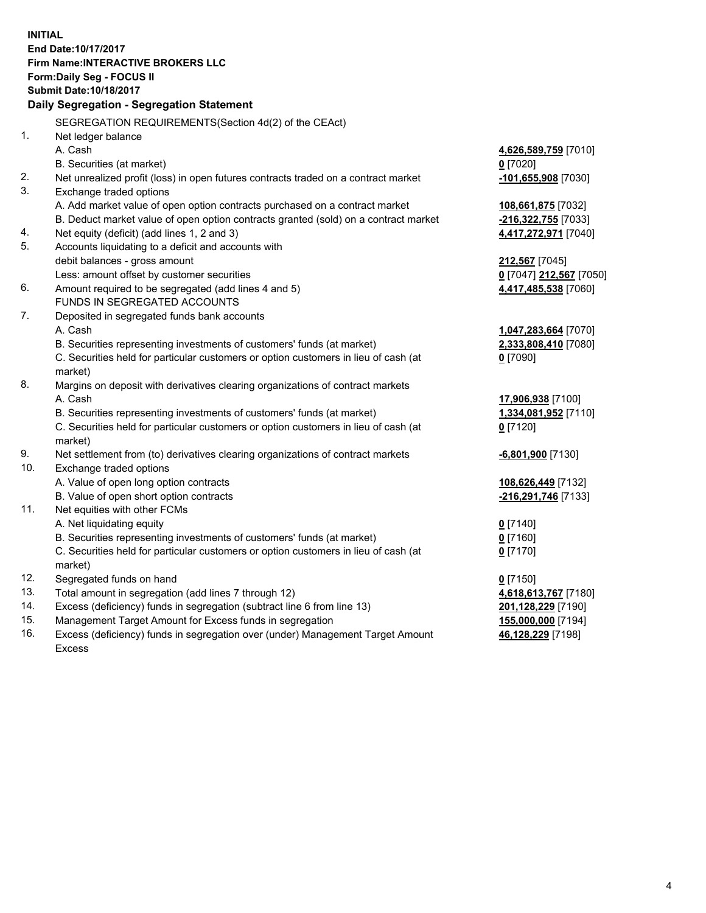**INITIAL**
**End Date:10/17/2017**
**Firm Name:INTERACTIVE BROKERS LLC**
**Form:Daily Seg - FOCUS II**
**Submit Date:10/18/2017**

## Daily Segregation - Segregation Statement

| | | |
|---|---|---|
| | SEGREGATION REQUIREMENTS(Section 4d(2) of the CEAct) | |
| 1. | Net ledger balance | |
| | A. Cash | **4,626,589,759** [7010] |
| | B. Securities (at market) | **0** [7020] |
| 2. | Net unrealized profit (loss) in open futures contracts traded on a contract market | **-101,655,908** [7030] |
| 3. | Exchange traded options | |
| | A. Add market value of open option contracts purchased on a contract market | **108,661,875** [7032] |
| | B. Deduct market value of open option contracts granted (sold) on a contract market | **-216,322,755** [7033] |
| 4. | Net equity (deficit) (add lines 1, 2 and 3) | **4,417,272,971** [7040] |
| 5. | Accounts liquidating to a deficit and accounts with debit balances - gross amount | **212,567** [7045] |
| | Less: amount offset by customer securities | **0** [7047] **212,567** [7050] |
| 6. | Amount required to be segregated (add lines 4 and 5) | **4,417,485,538** [7060] |
| | FUNDS IN SEGREGATED ACCOUNTS | |
| 7. | Deposited in segregated funds bank accounts | |
| | A. Cash | **1,047,283,664** [7070] |
| | B. Securities representing investments of customers' funds (at market) | **2,333,808,410** [7080] |
| | C. Securities held for particular customers or option customers in lieu of cash (at market) | **0** [7090] |
| 8. | Margins on deposit with derivatives clearing organizations of contract markets | |
| | A. Cash | **17,906,938** [7100] |
| | B. Securities representing investments of customers' funds (at market) | **1,334,081,952** [7110] |
| | C. Securities held for particular customers or option customers in lieu of cash (at market) | **0** [7120] |
| 9. | Net settlement from (to) derivatives clearing organizations of contract markets | **-6,801,900** [7130] |
| 10. | Exchange traded options | |
| | A. Value of open long option contracts | **108,626,449** [7132] |
| | B. Value of open short option contracts | **-216,291,746** [7133] |
| 11. | Net equities with other FCMs | |
| | A. Net liquidating equity | **0** [7140] |
| | B. Securities representing investments of customers' funds (at market) | **0** [7160] |
| | C. Securities held for particular customers or option customers in lieu of cash (at market) | **0** [7170] |
| 12. | Segregated funds on hand | **0** [7150] |
| 13. | Total amount in segregation (add lines 7 through 12) | **4,618,613,767** [7180] |
| 14. | Excess (deficiency) funds in segregation (subtract line 6 from line 13) | **201,128,229** [7190] |
| 15. | Management Target Amount for Excess funds in segregation | **155,000,000** [7194] |
| 16. | Excess (deficiency) funds in segregation over (under) Management Target Amount Excess | **46,128,229** [7198] |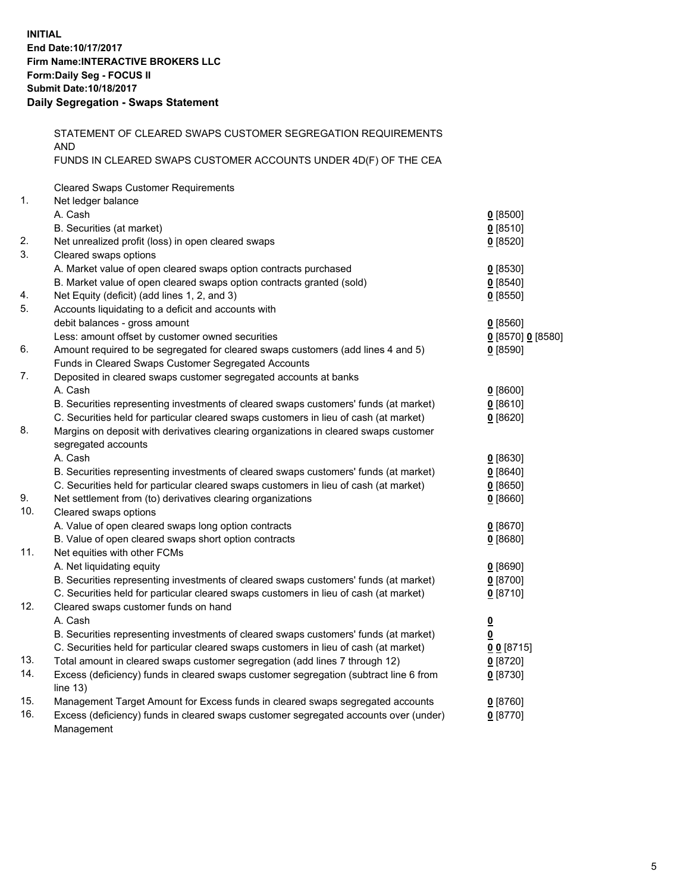**INITIAL**
**End Date:10/17/2017**
**Firm Name:INTERACTIVE BROKERS LLC**
**Form:Daily Seg - FOCUS II**
**Submit Date:10/18/2017**
**Daily Segregation - Swaps Statement**

STATEMENT OF CLEARED SWAPS CUSTOMER SEGREGATION REQUIREMENTS AND FUNDS IN CLEARED SWAPS CUSTOMER ACCOUNTS UNDER 4D(F) OF THE CEA

| | | |
|---|---|---|
| | Cleared Swaps Customer Requirements | |
| 1. | Net ledger balance | |
| | A. Cash | 0 [8500] |
| | B. Securities (at market) | 0 [8510] |
| 2. | Net unrealized profit (loss) in open cleared swaps | 0 [8520] |
| 3. | Cleared swaps options | |
| | A. Market value of open cleared swaps option contracts purchased | 0 [8530] |
| | B. Market value of open cleared swaps option contracts granted (sold) | 0 [8540] |
| 4. | Net Equity (deficit) (add lines 1, 2, and 3) | 0 [8550] |
| 5. | Accounts liquidating to a deficit and accounts with debit balances - gross amount | 0 [8560] |
| | Less: amount offset by customer owned securities | 0 [8570] 0 [8580] |
| 6. | Amount required to be segregated for cleared swaps customers (add lines 4 and 5) | 0 [8590] |
| | Funds in Cleared Swaps Customer Segregated Accounts | |
| 7. | Deposited in cleared swaps customer segregated accounts at banks | |
| | A. Cash | 0 [8600] |
| | B. Securities representing investments of cleared swaps customers' funds (at market) | 0 [8610] |
| | C. Securities held for particular cleared swaps customers in lieu of cash (at market) | 0 [8620] |
| 8. | Margins on deposit with derivatives clearing organizations in cleared swaps customer segregated accounts | |
| | A. Cash | 0 [8630] |
| | B. Securities representing investments of cleared swaps customers' funds (at market) | 0 [8640] |
| | C. Securities held for particular cleared swaps customers in lieu of cash (at market) | 0 [8650] |
| 9. | Net settlement from (to) derivatives clearing organizations | 0 [8660] |
| 10. | Cleared swaps options | |
| | A. Value of open cleared swaps long option contracts | 0 [8670] |
| | B. Value of open cleared swaps short option contracts | 0 [8680] |
| 11. | Net equities with other FCMs | |
| | A. Net liquidating equity | 0 [8690] |
| | B. Securities representing investments of cleared swaps customers' funds (at market) | 0 [8700] |
| | C. Securities held for particular cleared swaps customers in lieu of cash (at market) | 0 [8710] |
| 12. | Cleared swaps customer funds on hand | |
| | A. Cash | 0 |
| | B. Securities representing investments of cleared swaps customers' funds (at market) | 0 |
| | C. Securities held for particular cleared swaps customers in lieu of cash (at market) | 0 0 [8715] |
| 13. | Total amount in cleared swaps customer segregation (add lines 7 through 12) | 0 [8720] |
| 14. | Excess (deficiency) funds in cleared swaps customer segregation (subtract line 6 from line 13) | 0 [8730] |
| 15. | Management Target Amount for Excess funds in cleared swaps segregated accounts | 0 [8760] |
| 16. | Excess (deficiency) funds in cleared swaps customer segregated accounts over (under) Management | 0 [8770] |